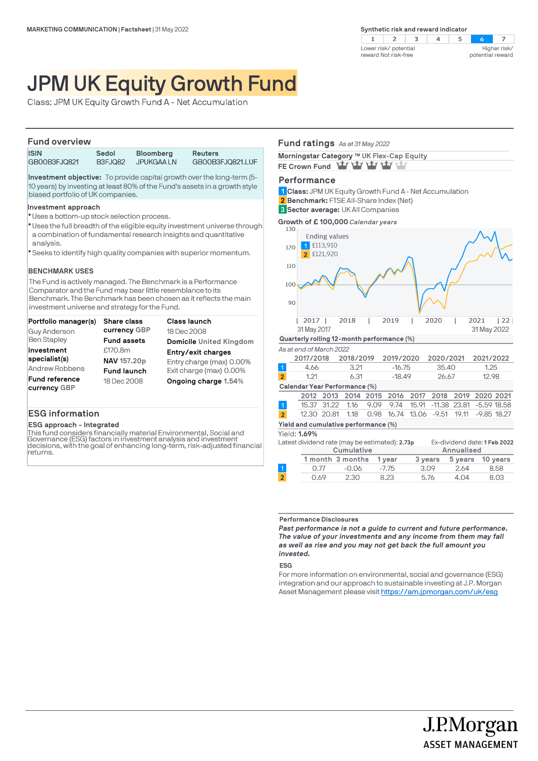MARKETING COMMUNICATION | Factsheet | 31 May 2022

**Synthetic risk and reward indicator**

| 1 | 2 | 3 | 4 | 5 | **6** | 7 |
|---|---|---|---|---|---|---|

Lower risk/ potential reward Not risk-free — Higher risk/ potential reward

# JPM UK Equity Growth Fund

Class: JPM UK Equity Growth Fund A - Net Accumulation

## Fund overview

| ISIN | Sedol | Bloomberg | Reuters |
|---|---|---|---|
| GB00B3FJQ821 | B3FJQ82 | JPUKGAA LN | GB00B3FJQ821.LUF |

**Investment objective:** To provide capital growth over the long-term (5-10 years) by investing at least 80% of the Fund's assets in a growth style biased portfolio of UK companies.

**Investment approach**

- Uses a bottom-up stock selection process.
- Uses the full breadth of the eligible equity investment universe through a combination of fundamental research insights and quantitative analysis.
- Seeks to identify high quality companies with superior momentum.

**BENCHMARK USES**

The Fund is actively managed. The Benchmark is a Performance Comparator and the Fund may bear little resemblance to its Benchmark. The Benchmark has been chosen as it reflects the main investment universe and strategy for the Fund.

**Portfolio manager(s)**
Guy Anderson
Ben Stapley

**Investment specialist(s)**
Andrew Robbens

**Fund reference currency** GBP

**Share class currency** GBP

**Fund assets**
£170.8m

**NAV** 157.20p

**Fund launch**
18 Dec 2008

**Class launch**
18 Dec 2008

**Domicile** United Kingdom

**Entry/exit charges**
Entry charge (max) 0.00%
Exit charge (max) 0.00%

**Ongoing charge** 1.54%

## ESG information

**ESG approach - Integrated**

This fund considers financially material Environmental, Social and Governance (ESG) factors in investment analysis and investment decisions, with the goal of enhancing long-term, risk-adjusted financial returns.

## Fund ratings *As at 31 May 2022*

**Morningstar Category ™** UK Flex-Cap Equity

**FE Crown Fund**

## Performance

1 **Class:** JPM UK Equity Growth Fund A - Net Accumulation
2 **Benchmark:** FTSE All-Share Index (Net)
3 **Sector average:** UK All Companies

**Growth of £ 100,000** *Calendar years*

Ending values
1 £113,910
2 £121,920

31 May 2017 — 31 May 2022

**Quarterly rolling 12-month performance (%)**

*As at end of March 2022*

| | 2017/2018 | 2018/2019 | 2019/2020 | 2020/2021 | 2021/2022 |
|---|---|---|---|---|---|
| 1 | 4.66 | 3.21 | -16.75 | 35.40 | 1.25 |
| 2 | 1.21 | 6.31 | -18.49 | 26.67 | 12.98 |

**Calendar Year Performance (%)**

| | 2012 | 2013 | 2014 | 2015 | 2016 | 2017 | 2018 | 2019 | 2020 | 2021 |
|---|---|---|---|---|---|---|---|---|---|---|
| 1 | 15.37 | 31.22 | 1.16 | 9.09 | 9.74 | 15.91 | -11.38 | 23.81 | -5.59 | 18.58 |
| 2 | 12.30 | 20.81 | 1.18 | 0.98 | 16.74 | 13.06 | -9.51 | 19.11 | -9.85 | 18.27 |

**Yield and cumulative performance (%)**

Yield: **1.69%**

Latest dividend rate (may be estimated): **2.73p** — Ex-dividend date: **1 Feb 2022**

| | Cumulative | | | Annualised | | |
|---|---|---|---|---|---|---|
| | 1 month | 3 months | 1 year | 3 years | 5 years | 10 years |
| 1 | 0.77 | -0.06 | -7.75 | 3.09 | 2.64 | 8.58 |
| 2 | 0.69 | 2.30 | 8.23 | 5.76 | 4.04 | 8.03 |

**Performance Disclosures**

***Past performance is not a guide to current and future performance. The value of your investments and any income from them may fall as well as rise and you may not get back the full amount you invested.***

**ESG**

For more information on environmental, social and governance (ESG) integration and our approach to sustainable investing at J.P. Morgan Asset Management please visit https://am.jpmorgan.com/uk/esg

J.P.Morgan ASSET MANAGEMENT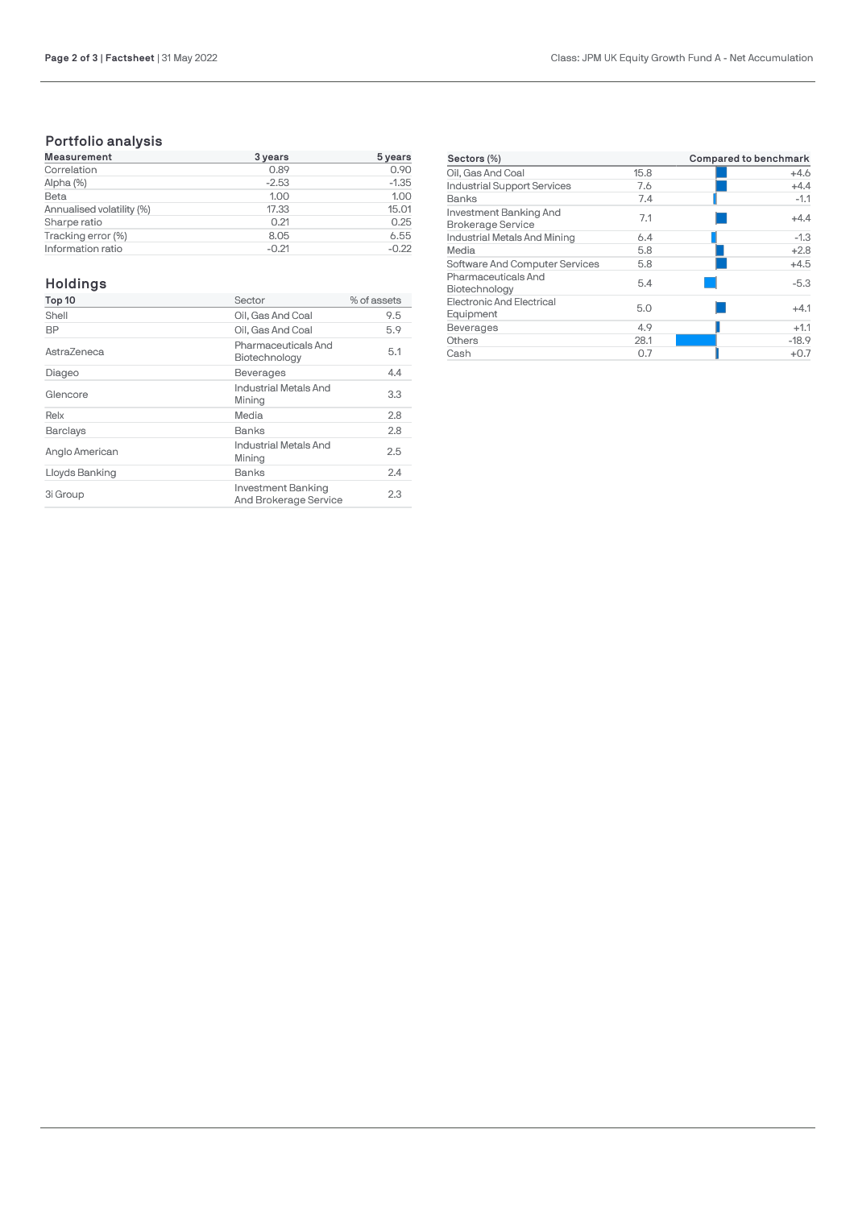## Portfolio analysis

| Measurement | 3 years | 5 years |
|---|---|---|
| Correlation | 0.89 | 0.90 |
| Alpha (%) | -2.53 | -1.35 |
| Beta | 1.00 | 1.00 |
| Annualised volatility (%) | 17.33 | 15.01 |
| Sharpe ratio | 0.21 | 0.25 |
| Tracking error (%) | 8.05 | 6.55 |
| Information ratio | -0.21 | -0.22 |

## Holdings

| Top 10 | Sector | % of assets |
|---|---|---|
| Shell | Oil, Gas And Coal | 9.5 |
| BP | Oil, Gas And Coal | 5.9 |
| AstraZeneca | Pharmaceuticals And Biotechnology | 5.1 |
| Diageo | Beverages | 4.4 |
| Glencore | Industrial Metals And Mining | 3.3 |
| Relx | Media | 2.8 |
| Barclays | Banks | 2.8 |
| Anglo American | Industrial Metals And Mining | 2.5 |
| Lloyds Banking | Banks | 2.4 |
| 3i Group | Investment Banking And Brokerage Service | 2.3 |

| Sectors (%) | | Compared to benchmark |
|---|---|---|
| Oil, Gas And Coal | 15.8 | +4.6 |
| Industrial Support Services | 7.6 | +4.4 |
| Banks | 7.4 | -1.1 |
| Investment Banking And Brokerage Service | 7.1 | +4.4 |
| Industrial Metals And Mining | 6.4 | -1.3 |
| Media | 5.8 | +2.8 |
| Software And Computer Services | 5.8 | +4.5 |
| Pharmaceuticals And Biotechnology | 5.4 | -5.3 |
| Electronic And Electrical Equipment | 5.0 | +4.1 |
| Beverages | 4.9 | +1.1 |
| Others | 28.1 | -18.9 |
| Cash | 0.7 | +0.7 |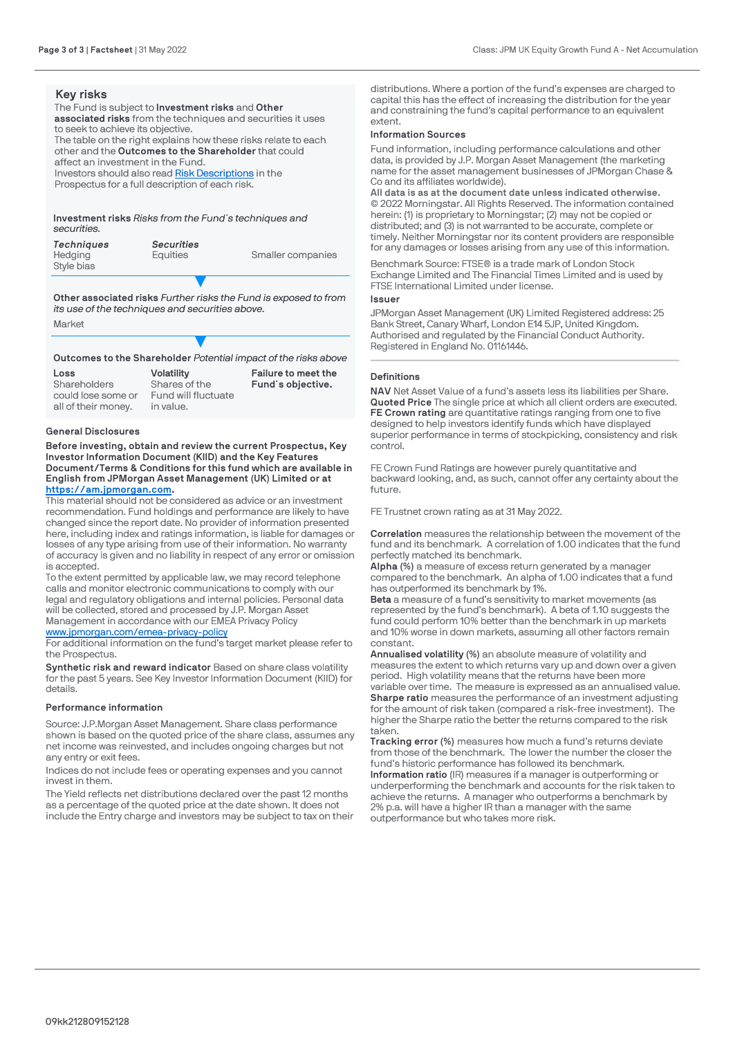## Key risks

The Fund is subject to **Investment risks** and **Other associated risks** from the techniques and securities it uses to seek to achieve its objective.
The table on the right explains how these risks relate to each other and the **Outcomes to the Shareholder** that could affect an investment in the Fund.
Investors should also read Risk Descriptions in the Prospectus for a full description of each risk.

**Investment risks** *Risks from the Fund´s techniques and securities.*

| *Techniques* | *Securities* | |
|---|---|---|
| Hedging | Equities | Smaller companies |
| Style bias | | |

**Other associated risks** *Further risks the Fund is exposed to from its use of the techniques and securities above.*

Market

**Outcomes to the Shareholder** *Potential impact of the risks above*

| **Loss** | **Volatility** | **Failure to meet the Fund´s objective.** |
|---|---|---|
| Shareholders could lose some or all of their money. | Shares of the Fund will fluctuate in value. | |

### General Disclosures

**Before investing, obtain and review the current Prospectus, Key Investor Information Document (KIID) and the Key Features Document/Terms & Conditions for this fund which are available in English from JPMorgan Asset Management (UK) Limited or at https://am.jpmorgan.com.**

This material should not be considered as advice or an investment recommendation. Fund holdings and performance are likely to have changed since the report date. No provider of information presented here, including index and ratings information, is liable for damages or losses of any type arising from use of their information. No warranty of accuracy is given and no liability in respect of any error or omission is accepted.

To the extent permitted by applicable law, we may record telephone calls and monitor electronic communications to comply with our legal and regulatory obligations and internal policies. Personal data will be collected, stored and processed by J.P. Morgan Asset Management in accordance with our EMEA Privacy Policy www.jpmorgan.com/emea-privacy-policy

For additional information on the fund's target market please refer to the Prospectus.

**Synthetic risk and reward indicator** Based on share class volatility for the past 5 years. See Key Investor Information Document (KIID) for details.

### Performance information

Source: J.P.Morgan Asset Management. Share class performance shown is based on the quoted price of the share class, assumes any net income was reinvested, and includes ongoing charges but not any entry or exit fees.

Indices do not include fees or operating expenses and you cannot invest in them.

The Yield reflects net distributions declared over the past 12 months as a percentage of the quoted price at the date shown. It does not include the Entry charge and investors may be subject to tax on their distributions. Where a portion of the fund's expenses are charged to capital this has the effect of increasing the distribution for the year and constraining the fund's capital performance to an equivalent extent.

### Information Sources

Fund information, including performance calculations and other data, is provided by J.P. Morgan Asset Management (the marketing name for the asset management businesses of JPMorgan Chase & Co and its affiliates worldwide).

**All data is as at the document date unless indicated otherwise.**

© 2022 Morningstar. All Rights Reserved. The information contained herein: (1) is proprietary to Morningstar; (2) may not be copied or distributed; and (3) is not warranted to be accurate, complete or timely. Neither Morningstar nor its content providers are responsible for any damages or losses arising from any use of this information.

Benchmark Source: FTSE® is a trade mark of London Stock Exchange Limited and The Financial Times Limited and is used by FTSE International Limited under license.

### Issuer

JPMorgan Asset Management (UK) Limited Registered address: 25 Bank Street, Canary Wharf, London E14 5JP, United Kingdom. Authorised and regulated by the Financial Conduct Authority. Registered in England No. 01161446.

### Definitions

**NAV** Net Asset Value of a fund's assets less its liabilities per Share.
**Quoted Price** The single price at which all client orders are executed.
**FE Crown rating** are quantitative ratings ranging from one to five designed to help investors identify funds which have displayed superior performance in terms of stockpicking, consistency and risk control.

FE Crown Fund Ratings are however purely quantitative and backward looking, and, as such, cannot offer any certainty about the future.

FE Trustnet crown rating as at 31 May 2022.

**Correlation** measures the relationship between the movement of the fund and its benchmark. A correlation of 1.00 indicates that the fund perfectly matched its benchmark.
**Alpha (%)** a measure of excess return generated by a manager compared to the benchmark. An alpha of 1.00 indicates that a fund has outperformed its benchmark by 1%.
**Beta** a measure of a fund's sensitivity to market movements (as represented by the fund's benchmark). A beta of 1.10 suggests the fund could perform 10% better than the benchmark in up markets and 10% worse in down markets, assuming all other factors remain constant.
**Annualised volatility (%)** an absolute measure of volatility and measures the extent to which returns vary up and down over a given period. High volatility means that the returns have been more variable over time. The measure is expressed as an annualised value.
**Sharpe ratio** measures the performance of an investment adjusting for the amount of risk taken (compared a risk-free investment). The higher the Sharpe ratio the better the returns compared to the risk taken.
**Tracking error (%)** measures how much a fund's returns deviate from those of the benchmark. The lower the number the closer the fund's historic performance has followed its benchmark.
**Information ratio** (IR) measures if a manager is outperforming or underperforming the benchmark and accounts for the risk taken to achieve the returns. A manager who outperforms a benchmark by 2% p.a. will have a higher IR than a manager with the same outperformance but who takes more risk.

09kk212809152128